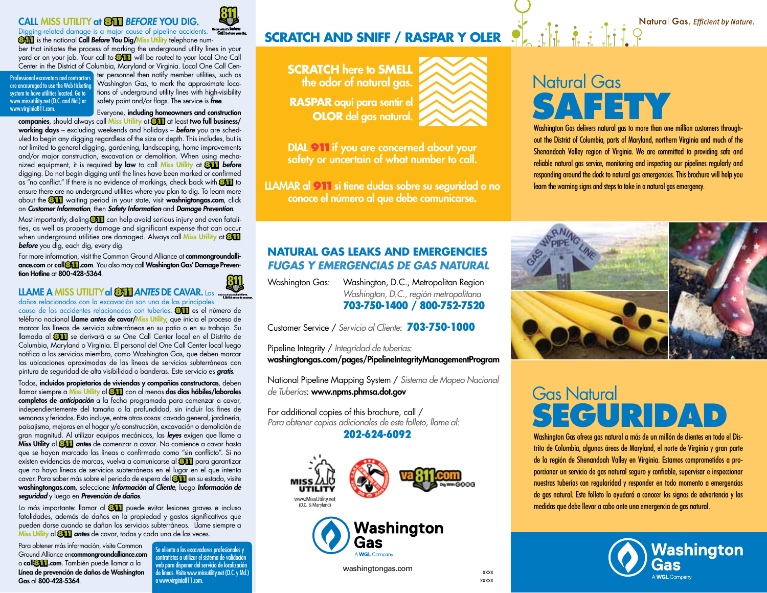## CALL MISS UTILITY at 811 *BEFORE* YOU DIG.

Digging-related damage is a major cause of pipeline accidents.

811 is the national **Call *Before* You Dig/Miss Utility** telephone number that initiates the process of marking the underground utility lines in your yard or on your job. Your call to 811 will be routed to your local One Call Center in the District of Columbia, Maryland or Virginia. Local One Call Center personnel then notify member utilities, such as Washington Gas, to mark the approximate locations of underground utility lines with high-visibility safety paint and/or flags. The service is ***free***.

Professional excavators and contractors are encouraged to use the Web ticketing system to have utilities located. Go to www.missutility.net (D.C. and Md.) or www.virginia811.com.

Everyone, **including homeowners and construction companies**, should always call Miss Utility at 811 at least **two full business/working days** – excluding weekends and holidays – ***before*** you are scheduled to begin any digging regardless of the size or depth. This includes, but is not limited to general digging, gardening, landscaping, home improvements and/or major construction, excavation or demolition. When using mechanized equipment, it is required **by law** to call Miss Utility at 811 ***before*** digging. Do not begin digging until the lines have been marked or confirmed as "no conflict." If there is no evidence of markings, check back with 811 to ensure there are no underground utilities where you plan to dig. To learn more about the 811 waiting period in your state, visit **washnigtongas.com**, click on ***Customer Information***, then ***Safety Information*** and ***Damage Prevention***.

Most importantly, dialing 811 can help avoid serious injury and even fatalities, as well as property damage and significant expense that can occur when underground utilities are damaged. Always call Miss Utility at 811 ***before*** you dig, each dig, every dig.

For more information, visit the Common Ground Alliance at **commongroundalliance.com** or **call811.com**. You also may call **Washington Gas' Damage Prevention Hotline** at **800-428-5364**.

## LLAME A MISS UTILITY al 811 *ANTES* DE CAVAR.

Los daños relacionados con la excavación son una de las principales causa de los accidentes relacionados con tuberías. 811 es el número de teléfono nacional **Llame *antes* de cavar/Miss Utility**, que inicia el proceso de marcar las líneas de servicio subterráneas en su patio o en su trabajo. Su llamada al 811 se derivará a su One Call Center local en el Distrito de Columbia, Maryland o Virginia. El personal del One Call Center local luego notifica a los servicios miembro, como Washington Gas, que deben marcar las ubicaciones aproximadas de las líneas de servicios subterráneas con pintura de seguridad de alta visibilidad o banderas. Este servicio es ***gratis***.

Todos, **incluidos propietarios de viviendas y compañías constructoras**, deben llamar siempre a Miss Utility al 811 con al menos **dos días hábiles/laborales completos** de ***anticipación*** a la fecha programada para comenzar a cavar, independientemente del tamaño o la profundidad, sin incluir los fines de semanas y feriados. Esto incluye, entre otras cosas: cavado general, jardinería, paisajismo, mejoras en el hogar y/o construcción, excavación o demolición de gran magnitud. Al utilizar equipos mecánicos, las ***leyes*** exigen que llame a **Miss Utility** al 811 ***antes*** de comenzar a cavar. No comience a cavar hasta que se hayan marcado las líneas o confirmado como "sin conflicto". Si no existen evidencias de marcas, vuelva a comunicarse al 811 para garantizar que no haya líneas de servicios subterráneas en el lugar en el que intenta cavar. Para saber más sobre el periodo de espera del 811 en su estado, visite **washingtongas.com**, seleccione ***Información al Cliente***, luego ***Información de seguridad*** y luego en ***Prevención de daños***.

Lo más importante: llamar al 811 puede evitar lesiones graves e incluso fatalidades, además de daños en la propiedad y gastos significativos que pueden darse cuando se dañan los servicios subterráneos. Llame siempre a Miss Utility al 811 ***antes*** de cavar, todas y cada una de las veces.

Para obtener más información, visite Common Ground Alliance en **commongroundalliance.com** o **call811.com**. También puede llamar a la **Línea de prevención de daños de Washington Gas** al **800-428-5364**.

Se alienta a los excavadores profesionales y contratistas a utilizar el sistema de validación web para disponer del servicio de localización de líneas. Visite www.missutility.net (D.C. y Md.) o www.virginia811.com.

## SCRATCH AND SNIFF / RASPAR Y OLER

**SCRATCH here to SMELL the odor of natural gas.**

**RASPAR aquí para sentir el OLOR del gas natural.**

**DIAL 911 if you are concerned about your safety or uncertain of what number to call.**

**LLAMAR al 911 si tiene dudas sobre su seguridad o no conoce el número al que debe comunicarse.**

## NATURAL GAS LEAKS AND EMERGENCIES
## *FUGAS Y EMERGENCIAS DE GAS NATURAL*

Washington Gas: Washington, D.C., Metropolitan Region
*Washington, D.C., región metropolitana*
**703-750-1400 / 800-752-7520**

Customer Service / *Servicio al Cliente*: **703-750-1000**

Pipeline Integrity / *Integridad de tuberías*:
**washingtongas.com/pages/PipelineIntegrityManagementProgram**

National Pipeline Mapping System / *Sistema de Mapeo Nacional de Tuberías*: **www.npms.phmsa.dot.gov**

For additional copies of this brochure, call /
*Para obtener copias adicionales de este folleto, llame al:*
**202-624-6092**

www.MissUtility.net
(D.C. & Maryland)

va811.com Dig With CARE

Washington Gas
A WGL Company

washingtongas.com

xxxx
xxxxx

Natural Gas. *Efficient by Nature.*

# Natural Gas SAFETY

Washington Gas delivers natural gas to more than one million customers throughout the District of Columbia, parts of Maryland, northern Virginia and much of the Shenandoah Valley region of Virginia. We are committed to providing safe and reliable natural gas service, monitoring and inspecting our pipelines regularly and responding around the clock to natural gas emergencies. This brochure will help you learn the warning signs and steps to take in a natural gas emergency.

# Gas Natural SEGURIDAD

Washington Gas ofrece gas natural a más de un millón de clientes en todo el Distrito de Columbia, algunas áreas de Maryland, el norte de Virginia y gran parte de la región de Shenandoah Valley en Virginia. Estamos comprometidos a proporcionar un servicio de gas natural seguro y confiable, supervisar e inspeccionar nuestras tuberías con regularidad y responder en todo momento a emergencias de gas natural. Este folleto lo ayudará a conocer los signos de advertencia y las medidas que debe llevar a cabo ante una emergencia de gas natural.

Washington Gas
A WGL Company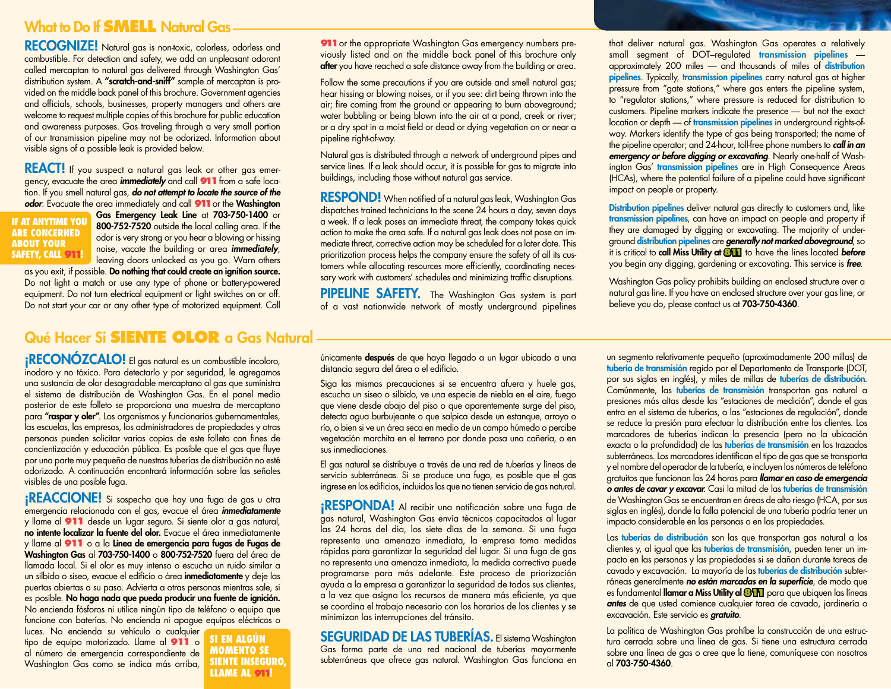## What to Do If SMELL Natural Gas

**RECOGNIZE!** Natural gas is non-toxic, colorless, odorless and combustible. For detection and safety, we add an unpleasant odorant called mercaptan to natural gas delivered through Washington Gas' distribution system. A **"scratch-and-sniff"** sample of mercaptan is provided on the middle back panel of this brochure. Government agencies and officials, schools, businesses, property managers and others are welcome to request multiple copies of this brochure for public education and awareness purposes. Gas traveling through a very small portion of our transmission pipeline may not be odorized. Information about visible signs of a possible leak is provided below.

**REACT!** If you suspect a natural gas leak or other gas emergency, evacuate the area ***immediately*** and call **911** from a safe location. If you smell natural gas, ***do not attempt to locate the source of the odor***. Evacuate the area immediately and call **911** or the **Washington Gas Emergency Leak Line** at **703-750-1400** or **800-752-7520** outside the local calling area. If the odor is very strong or you hear a blowing or hissing noise, vacate the building or area ***immediately***, leaving doors unlocked as you go. Warn others as you exit, if possible. **Do nothing that could create an ignition source.** Do not light a match or use any type of phone or battery-powered equipment. Do not turn electrical equipment or light switches on or off. Do not start your car or any other type of motorized equipment. Call **911** or the appropriate Washington Gas emergency numbers previously listed and on the middle back panel of this brochure only **after** you have reached a safe distance away from the building or area.

**IF AT ANYTIME YOU ARE CONCERNED ABOUT YOUR SAFETY, CALL 911!**

Follow the same precautions if you are outside and smell natural gas; hear hissing or blowing noises, or if you see: dirt being thrown into the air; fire coming from the ground or appearing to burn aboveground; water bubbling or being blown into the air at a pond, creek or river; or a dry spot in a moist field or dead or dying vegetation on or near a pipeline right-of-way.

Natural gas is distributed through a network of underground pipes and service lines. If a leak should occur, it is possible for gas to migrate into buildings, including those without natural gas service.

**RESPOND!** When notified of a natural gas leak, Washington Gas dispatches trained technicians to the scene 24 hours a day, seven days a week. If a leak poses an immediate threat, the company takes quick action to make the area safe. If a natural gas leak does not pose an immediate threat, corrective action may be scheduled for a later date. This prioritization process helps the company ensure the safety of all its customers while allocating resources more efficiently, coordinating necessary work with customers' schedules and minimizing traffic disruptions.

**PIPELINE SAFETY.** The Washington Gas system is part of a vast nationwide network of mostly underground pipelines that deliver natural gas. Washington Gas operates a relatively small segment of DOT–regulated **transmission pipelines** — approximately 200 miles — and thousands of miles of **distribution pipelines**. Typically, **transmission pipelines** carry natural gas at higher pressure from "gate stations," where gas enters the pipeline system, to "regulator stations," where pressure is reduced for distribution to customers. Pipeline markers indicate the presence — but not the exact location or depth — of **transmission pipelines** in underground rights-of-way. Markers identify the type of gas being transported; the name of the pipeline operator; and 24-hour, toll-free phone numbers to ***call in an emergency or before digging or excavating***. Nearly one-half of Washington Gas' **transmission pipelines** are in High Consequence Areas (HCAs), where the potential failure of a pipeline could have significant impact on people or property.

**Distribution pipelines** deliver natural gas directly to customers and, like **transmission pipelines**, can have an impact on people and property if they are damaged by digging or excavating. The majority of underground **distribution pipelines** are ***generally not marked aboveground***, so it is critical to **call Miss Utility at 811** to have the lines located ***before*** you begin any digging, gardening or excavating. This service is ***free***.

Washington Gas policy prohibits building an enclosed structure over a natural gas line. If you have an enclosed structure over your gas line, or believe you do, please contact us at **703-750-4360**.

## Qué Hacer Si SIENTE OLOR a Gas Natural

**¡RECONÓZCALO!** El gas natural es un combustible incoloro, inodoro y no tóxico. Para detectarlo y por seguridad, le agregamos una sustancia de olor desagradable mercaptano al gas que suministra el sistema de distribución de Washington Gas. En el panel medio posterior de este folleto se proporciona una muestra de mercaptano para **"raspar y oler"**. Los organismos y funcionarios gubernamentales, las escuelas, las empresas, los administradores de propiedades y otras personas pueden solicitar varias copias de este folleto con fines de concientización y educación pública. Es posible que el gas que fluye por una parte muy pequeña de nuestras tuberías de distribución no esté odorizado. A continuación encontrará información sobre las señales visibles de una posible fuga.

**¡REACCIONE!** Si sospecha que hay una fuga de gas u otra emergencia relacionada con el gas, evacue el área ***inmediatamente*** y llame al **911** desde un lugar seguro. Si siente olor a gas natural, **no intente localizar la fuente del olor.** Evacue el área inmediatamente y llame al **911** o a la **Línea de emergencia para fugas de Fugas de Washington Gas** al **703-750-1400** o **800-752-7520** fuera del área de llamada local. Si el olor es muy intenso o escucha un ruido similar a un silbido o siseo, evacue el edificio o área **inmediatamente** y deje las puertas abiertas a su paso. Advierta a otras personas mientras sale, si es posible. **No haga nada que pueda producir una fuente de ignición.** No encienda fósforos ni utilice ningún tipo de teléfono o equipo que funcione con baterías. No encienda ni apague equipos eléctricos o luces. No encienda su vehículo o cualquier tipo de equipo motorizado. Llame al **911** o al número de emergencia correspondiente de Washington Gas como se indica más arriba, únicamente **después** de que haya llegado a un lugar ubicado a una distancia segura del área o el edificio.

**SI EN ALGÚN MOMENTO SE SIENTE INSEGURO, LLAME AL 911!**

Siga las mismas precauciones si se encuentra afuera y huele gas, escucha un siseo o silbido, ve una especie de niebla en el aire, fuego que viene desde abajo del piso o que aparentemente surge del piso, detecta agua burbujeante o que salpica desde un estanque, arroyo o río, o bien si ve un área seca en medio de un campo húmedo o percibe vegetación marchita en el terreno por donde pasa una cañería, o en sus inmediaciones.

El gas natural se distribuye a través de una red de tuberías y líneas de servicio subterráneas. Si se produce una fuga, es posible que el gas ingrese en los edificios, incluidos los que no tienen servicio de gas natural.

**¡RESPONDA!** Al recibir una notificación sobre una fuga de gas natural, Washington Gas envía técnicos capacitados al lugar las 24 horas del día, los siete días de la semana. Si una fuga representa una amenaza inmediata, la empresa toma medidas rápidas para garantizar la seguridad del lugar. Si una fuga de gas no representa una amenaza inmediata, la medida correctiva puede programarse para más adelante. Este proceso de priorización ayuda a la empresa a garantizar la seguridad de todos sus clientes, a la vez que asigna los recursos de manera más eficiente, ya que se coordina el trabajo necesario con los horarios de los clientes y se minimizan las interrupciones del tránsito.

**SEGURIDAD DE LAS TUBERÍAS.** El sistema Washington Gas forma parte de una red nacional de tuberías mayormente subterráneas que ofrece gas natural. Washington Gas funciona en un segmento relativamente pequeño (aproximadamente 200 millas) de **tubería de transmisión** regido por el Departamento de Transporte (DOT, por sus siglas en inglés), y miles de millas de **tuberías de distribución**. Comúnmente, las **tuberías de transmisión** transportan gas natural a presiones más altas desde las "estaciones de medición", donde el gas entra en el sistema de tuberías, a las "estaciones de regulación", donde se reduce la presión para efectuar la distribución entre los clientes. Los marcadores de tuberías indican la presencia (pero no la ubicación exacta o la profundidad) de las **tuberías de transmisión** en los trazados subterráneos. Los marcadores identifican el tipo de gas que se transporta y el nombre del operador de la tubería, e incluyen los números de teléfono gratuitos que funcionan las 24 horas para ***llamar en caso de emergencia o antes de cavar y excavar***. Casi la mitad de las **tuberías de transmisión** de Washington Gas se encuentran en áreas de alto riesgo (HCA, por sus siglas en inglés), donde la falla potencial de una tubería podría tener un impacto considerable en las personas o en las propiedades.

Las **tuberías de distribución** son las que transportan gas natural a los clientes y, al igual que las **tuberías de transmisión**, pueden tener un impacto en las personas y las propiedades si se dañan durante tareas de cavado y excavación. La mayoría de las **tuberías de distribución** subterráneas generalmente ***no están marcadas en la superficie***, de modo que es fundamental **llamar a Miss Utility al 811** para que ubiquen las líneas ***antes*** de que usted comience cualquier tarea de cavado, jardinería o excavación. Este servicio es ***gratuito***.

La política de Washington Gas prohíbe la construcción de una estructura cerrada sobre una línea de gas. Si tiene una estructura cerrada sobre una línea de gas o cree que la tiene, comuníquese con nosotros al **703-750-4360**.